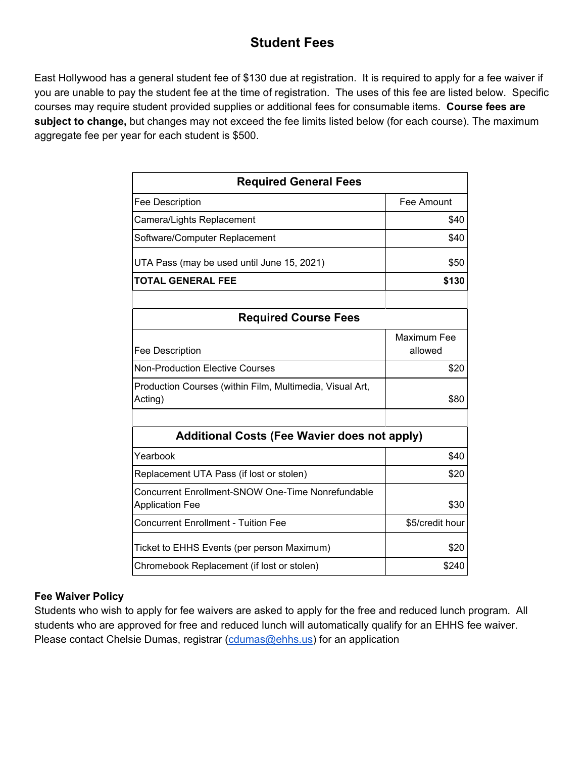# Student Fees

East Hollywood has a general student fee of $130 due at registration. It is required to apply for a fee waiver if you are unable to pay the student fee at the time of registration. The uses of this fee are listed below. Specific courses may require student provided supplies or additional fees for consumable items. **Course fees are subject to change,** but changes may not exceed the fee limits listed below (for each course). The maximum aggregate fee per year for each student is $500.

| **Required General Fees** | |
|---|---|
| Fee Description | Fee Amount |
| Camera/Lights Replacement | $40 |
| Software/Computer Replacement | $40 |
| UTA Pass (may be used until June 15, 2021) | $50 |
| **TOTAL GENERAL FEE** | **$130** |

| **Required Course Fees** | |
|---|---|
| Fee Description | Maximum Fee allowed |
| Non-Production Elective Courses | $20 |
| Production Courses (within Film, Multimedia, Visual Art, Acting) | $80 |

| **Additional Costs (Fee Wavier does not apply)** | |
|---|---|
| Yearbook | $40 |
| Replacement UTA Pass (if lost or stolen) | $20 |
| Concurrent Enrollment-SNOW One-Time Nonrefundable Application Fee | $30 |
| Concurrent Enrollment - Tuition Fee | $5/credit hour |
| Ticket to EHHS Events (per person Maximum) | $20 |
| Chromebook Replacement (if lost or stolen) | $240 |

**Fee Waiver Policy**

Students who wish to apply for fee waivers are asked to apply for the free and reduced lunch program. All students who are approved for free and reduced lunch will automatically qualify for an EHHS fee waiver. Please contact Chelsie Dumas, registrar (cdumas@ehhs.us) for an application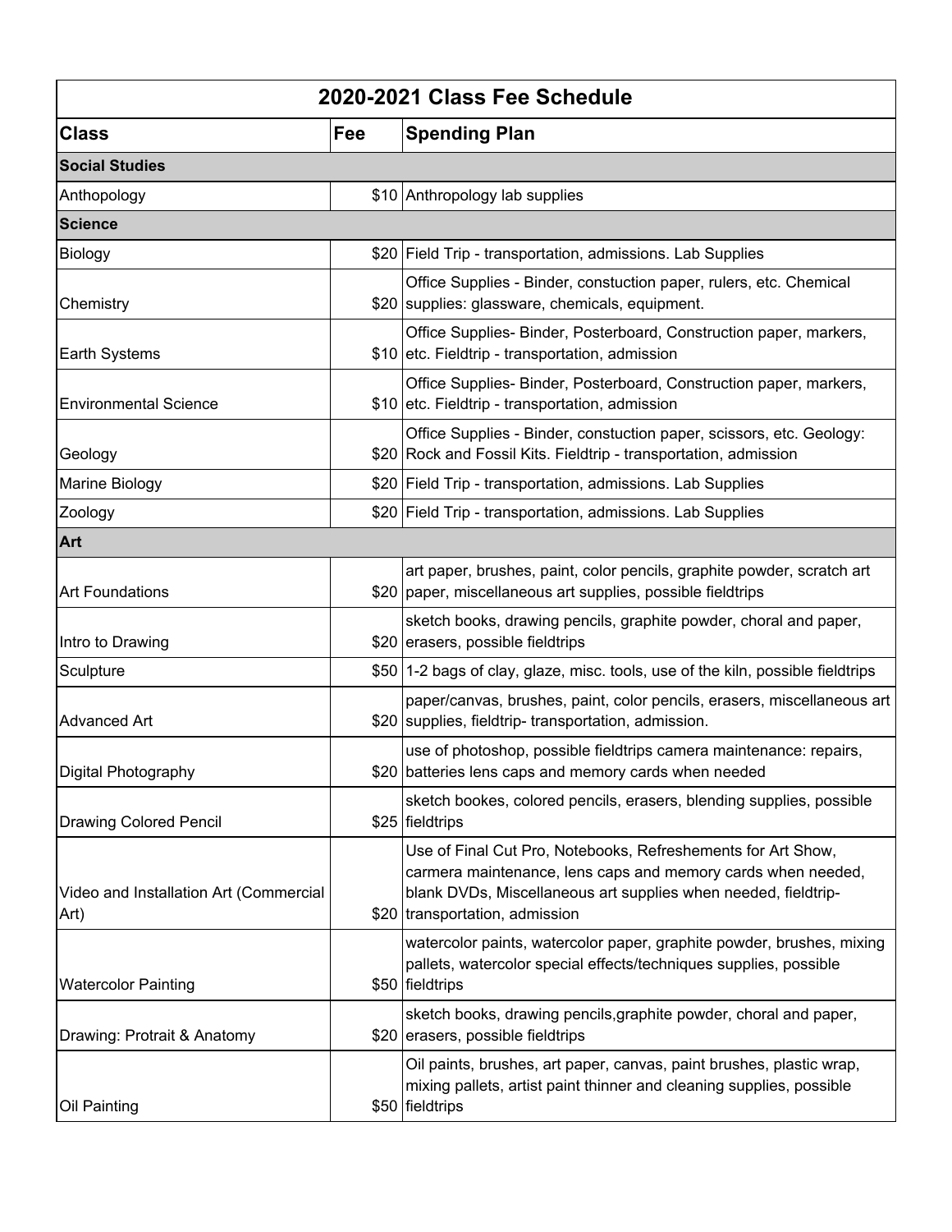| 2020-2021 Class Fee Schedule | | |
|---|---|---|
| **Class** | **Fee** | **Spending Plan** |
| **Social Studies** | | |
| Anthopology | $10 | Anthropology lab supplies |
| **Science** | | |
| Biology | $20 | Field Trip - transportation, admissions. Lab Supplies |
| Chemistry | $20 | Office Supplies - Binder, constuction paper, rulers, etc. Chemical supplies: glassware, chemicals, equipment. |
| Earth Systems | $10 | Office Supplies- Binder, Posterboard, Construction paper, markers, etc. Fieldtrip - transportation, admission |
| Environmental Science | $10 | Office Supplies- Binder, Posterboard, Construction paper, markers, etc. Fieldtrip - transportation, admission |
| Geology | $20 | Office Supplies - Binder, constuction paper, scissors, etc. Geology: Rock and Fossil Kits. Fieldtrip - transportation, admission |
| Marine Biology | $20 | Field Trip - transportation, admissions. Lab Supplies |
| Zoology | $20 | Field Trip - transportation, admissions. Lab Supplies |
| **Art** | | |
| Art Foundations | $20 | art paper, brushes, paint, color pencils, graphite powder, scratch art paper, miscellaneous art supplies, possible fieldtrips |
| Intro to Drawing | $20 | sketch books, drawing pencils, graphite powder, choral and paper, erasers, possible fieldtrips |
| Sculpture | $50 | 1-2 bags of clay, glaze, misc. tools, use of the kiln, possible fieldtrips |
| Advanced Art | $20 | paper/canvas, brushes, paint, color pencils, erasers, miscellaneous art supplies, fieldtrip- transportation, admission. |
| Digital Photography | $20 | use of photoshop, possible fieldtrips camera maintenance: repairs, batteries lens caps and memory cards when needed |
| Drawing Colored Pencil | $25 | sketch bookes, colored pencils, erasers, blending supplies, possible fieldtrips |
| Video and Installation Art (Commercial Art) | $20 | Use of Final Cut Pro, Notebooks, Refreshements for Art Show, carmera maintenance, lens caps and memory cards when needed, blank DVDs, Miscellaneous art supplies when needed, fieldtrip- transportation, admission |
| Watercolor Painting | $50 | watercolor paints, watercolor paper, graphite powder, brushes, mixing pallets, watercolor special effects/techniques supplies, possible fieldtrips |
| Drawing: Protrait & Anatomy | $20 | sketch books, drawing pencils,graphite powder, choral and paper, erasers, possible fieldtrips |
| Oil Painting | $50 | Oil paints, brushes, art paper, canvas, paint brushes, plastic wrap, mixing pallets, artist paint thinner and cleaning supplies, possible fieldtrips |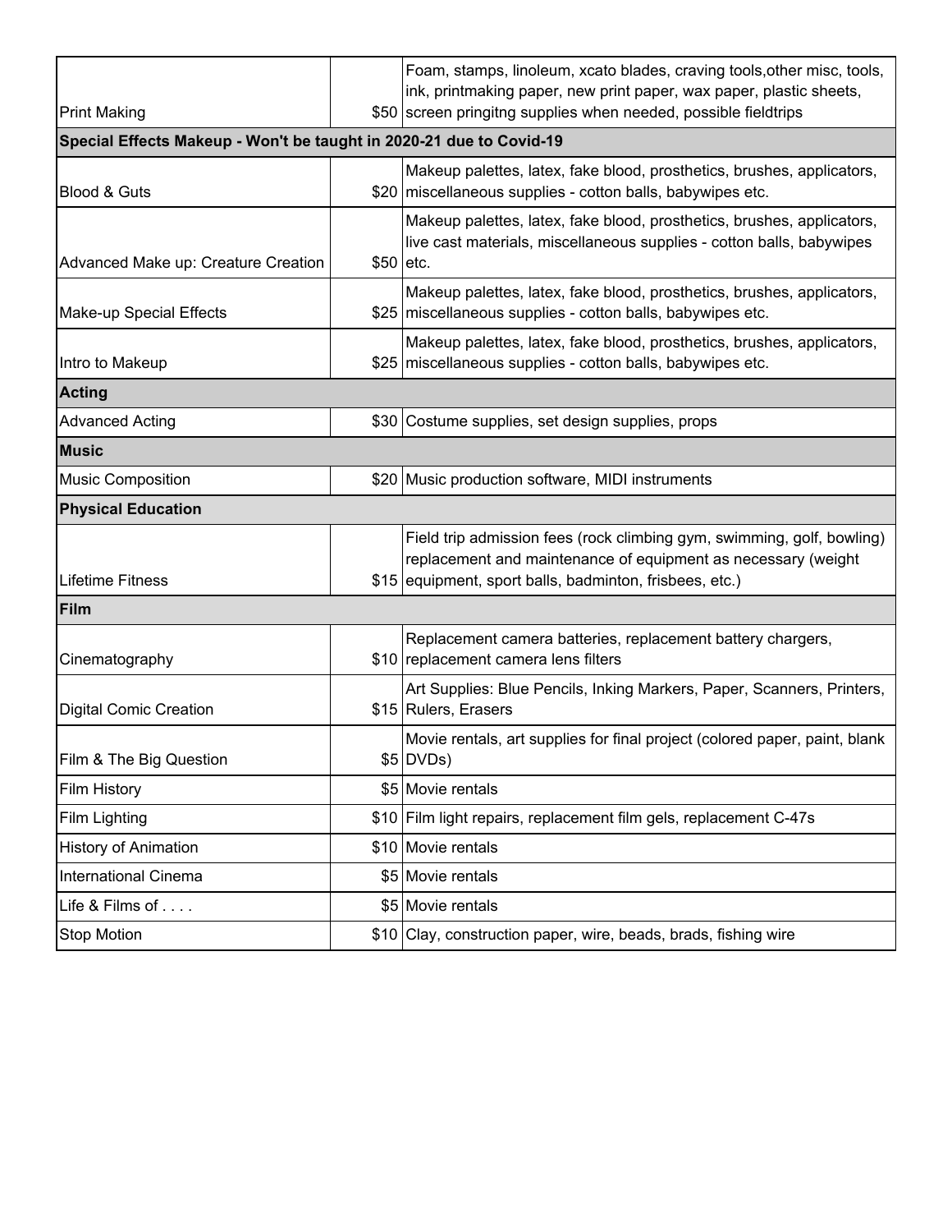| | | |
|---|---|---|
| Print Making | $50 | Foam, stamps, linoleum, xcato blades, craving tools,other misc, tools, ink, printmaking paper, new print paper, wax paper, plastic sheets, screen pringitng supplies when needed, possible fieldtrips |
| **Special Effects Makeup - Won't be taught in 2020-21 due to Covid-19** | | |
| Blood & Guts | $20 | Makeup palettes, latex, fake blood, prosthetics, brushes, applicators, miscellaneous supplies - cotton balls, babywipes etc. |
| Advanced Make up: Creature Creation | $50 | Makeup palettes, latex, fake blood, prosthetics, brushes, applicators, live cast materials, miscellaneous supplies - cotton balls, babywipes etc. |
| Make-up Special Effects | $25 | Makeup palettes, latex, fake blood, prosthetics, brushes, applicators, miscellaneous supplies - cotton balls, babywipes etc. |
| Intro to Makeup | $25 | Makeup palettes, latex, fake blood, prosthetics, brushes, applicators, miscellaneous supplies - cotton balls, babywipes etc. |
| **Acting** | | |
| Advanced Acting | $30 | Costume supplies, set design supplies, props |
| **Music** | | |
| Music Composition | $20 | Music production software, MIDI instruments |
| **Physical Education** | | |
| Lifetime Fitness | $15 | Field trip admission fees (rock climbing gym, swimming, golf, bowling) replacement and maintenance of equipment as necessary (weight equipment, sport balls, badminton, frisbees, etc.) |
| **Film** | | |
| Cinematography | $10 | Replacement camera batteries, replacement battery chargers, replacement camera lens filters |
| Digital Comic Creation | $15 | Art Supplies: Blue Pencils, Inking Markers, Paper, Scanners, Printers, Rulers, Erasers |
| Film & The Big Question | $5 | Movie rentals, art supplies for final project (colored paper, paint, blank DVDs) |
| Film History | $5 | Movie rentals |
| Film Lighting | $10 | Film light repairs, replacement film gels, replacement C-47s |
| History of Animation | $10 | Movie rentals |
| International Cinema | $5 | Movie rentals |
| Life & Films of . . . . | $5 | Movie rentals |
| Stop Motion | $10 | Clay, construction paper, wire, beads, brads, fishing wire |